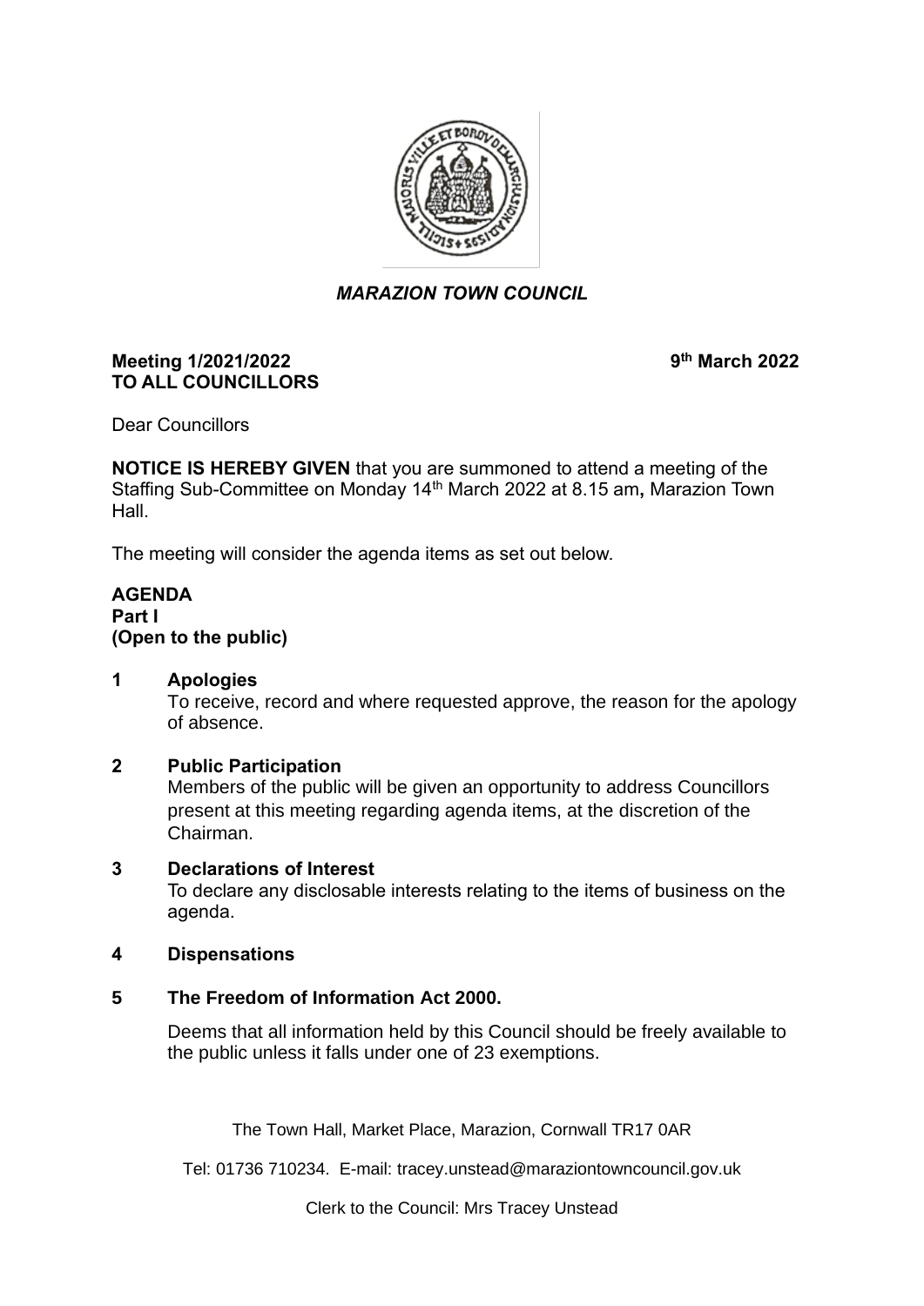*MARAZION TOWN COUNCIL*

**Meeting 1/2021/2022** **9th March 2022**
**TO ALL COUNCILLORS**

Dear Councillors

**NOTICE IS HEREBY GIVEN** that you are summoned to attend a meeting of the Staffing Sub-Committee on Monday 14th March 2022 at 8.15 am**,** Marazion Town Hall.

The meeting will consider the agenda items as set out below.

**AGENDA**
**Part I**
**(Open to the public)**

**1 Apologies**
To receive, record and where requested approve, the reason for the apology of absence.

**2 Public Participation**
Members of the public will be given an opportunity to address Councillors present at this meeting regarding agenda items, at the discretion of the Chairman.

**3 Declarations of Interest**
To declare any disclosable interests relating to the items of business on the agenda.

**4 Dispensations**

**5 The Freedom of Information Act 2000.**

Deems that all information held by this Council should be freely available to the public unless it falls under one of 23 exemptions.

The Town Hall, Market Place, Marazion, Cornwall TR17 0AR

Tel: 01736 710234. E-mail: tracey.unstead@maraziontowncouncil.gov.uk

Clerk to the Council: Mrs Tracey Unstead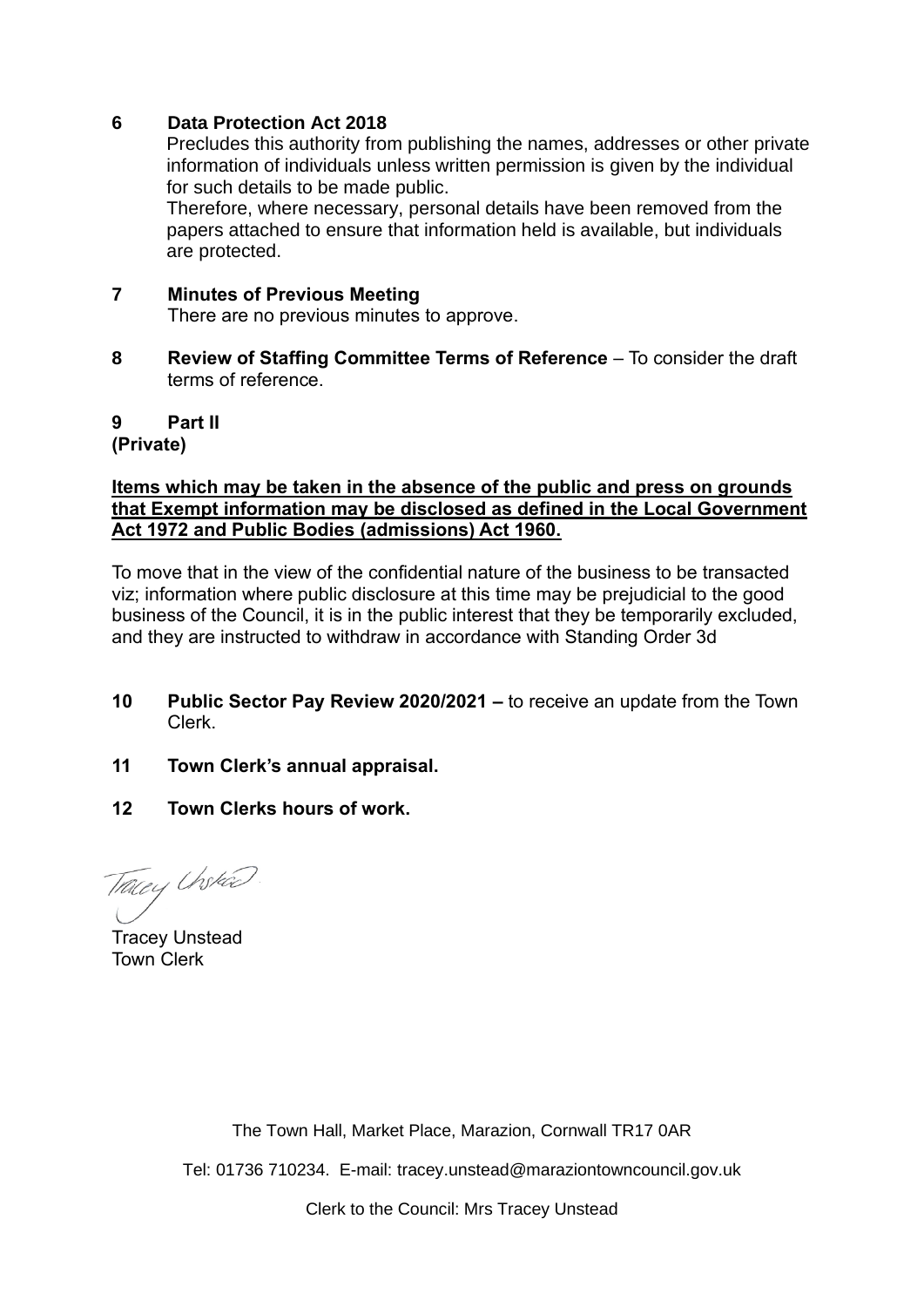**6 Data Protection Act 2018**

Precludes this authority from publishing the names, addresses or other private information of individuals unless written permission is given by the individual for such details to be made public.

Therefore, where necessary, personal details have been removed from the papers attached to ensure that information held is available, but individuals are protected.

**7 Minutes of Previous Meeting**

There are no previous minutes to approve.

**8 Review of Staffing Committee Terms of Reference** – To consider the draft terms of reference.

**9 Part II**
**(Private)**

**Items which may be taken in the absence of the public and press on grounds that Exempt information may be disclosed as defined in the Local Government Act 1972 and Public Bodies (admissions) Act 1960.**

To move that in the view of the confidential nature of the business to be transacted viz; information where public disclosure at this time may be prejudicial to the good business of the Council, it is in the public interest that they be temporarily excluded, and they are instructed to withdraw in accordance with Standing Order 3d

**10 Public Sector Pay Review 2020/2021 –** to receive an update from the Town Clerk.

**11 Town Clerk's annual appraisal.**

**12 Town Clerks hours of work.**

Tracey Unstead
Town Clerk

The Town Hall, Market Place, Marazion, Cornwall TR17 0AR

Tel: 01736 710234. E-mail: tracey.unstead@maraziontowncouncil.gov.uk

Clerk to the Council: Mrs Tracey Unstead